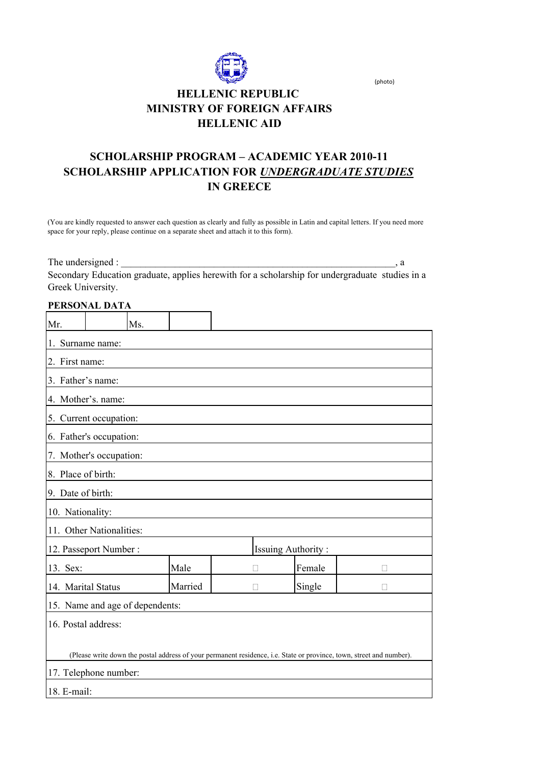(photo)

**HELLENIC REPUBLIC**
**MINISTRY OF FOREIGN AFFAIRS**
**HELLENIC AID**

## SCHOLARSHIP PROGRAM – ACADEMIC YEAR 2010-11
## SCHOLARSHIP APPLICATION FOR ***UNDERGRADUATE STUDIES*** IN GREECE

(You are kindly requested to answer each question as clearly and fully as possible in Latin and capital letters. If you need more space for your reply, please continue on a separate sheet and attach it to this form).

The undersigned : ___________________________________________________________, a Secondary Education graduate, applies herewith for a scholarship for undergraduate studies in a Greek University.

**PERSONAL DATA**

| Mr. | | Ms. | | | |
|---|---|---|---|---|---|
| 1. Surname name: | | | | | |
| 2. First name: | | | | | |
| 3. Father's name: | | | | | |
| 4. Mother's. name: | | | | | |
| 5. Current occupation: | | | | | |
| 6. Father's occupation: | | | | | |
| 7. Mother's occupation: | | | | | |
| 8. Place of birth: | | | | | |
| 9. Date of birth: | | | | | |
| 10. Nationality: | | | | | |
| 11. Other Nationalities: | | | | | |
| 12. Passeport Number : | | | Issuing Authority : | | |
| 13. Sex: | | Male | ☐ | Female | ☐ |
| 14. Marital Status | | Married | ☐ | Single | ☐ |
| 15. Name and age of dependents: | | | | | |
| 16. Postal address:<br><br>(Please write down the postal address of your permanent residence, i.e. State or province, town, street and number). | | | | | |
| 17. Telephone number: | | | | | |
| 18. E-mail: | | | | | |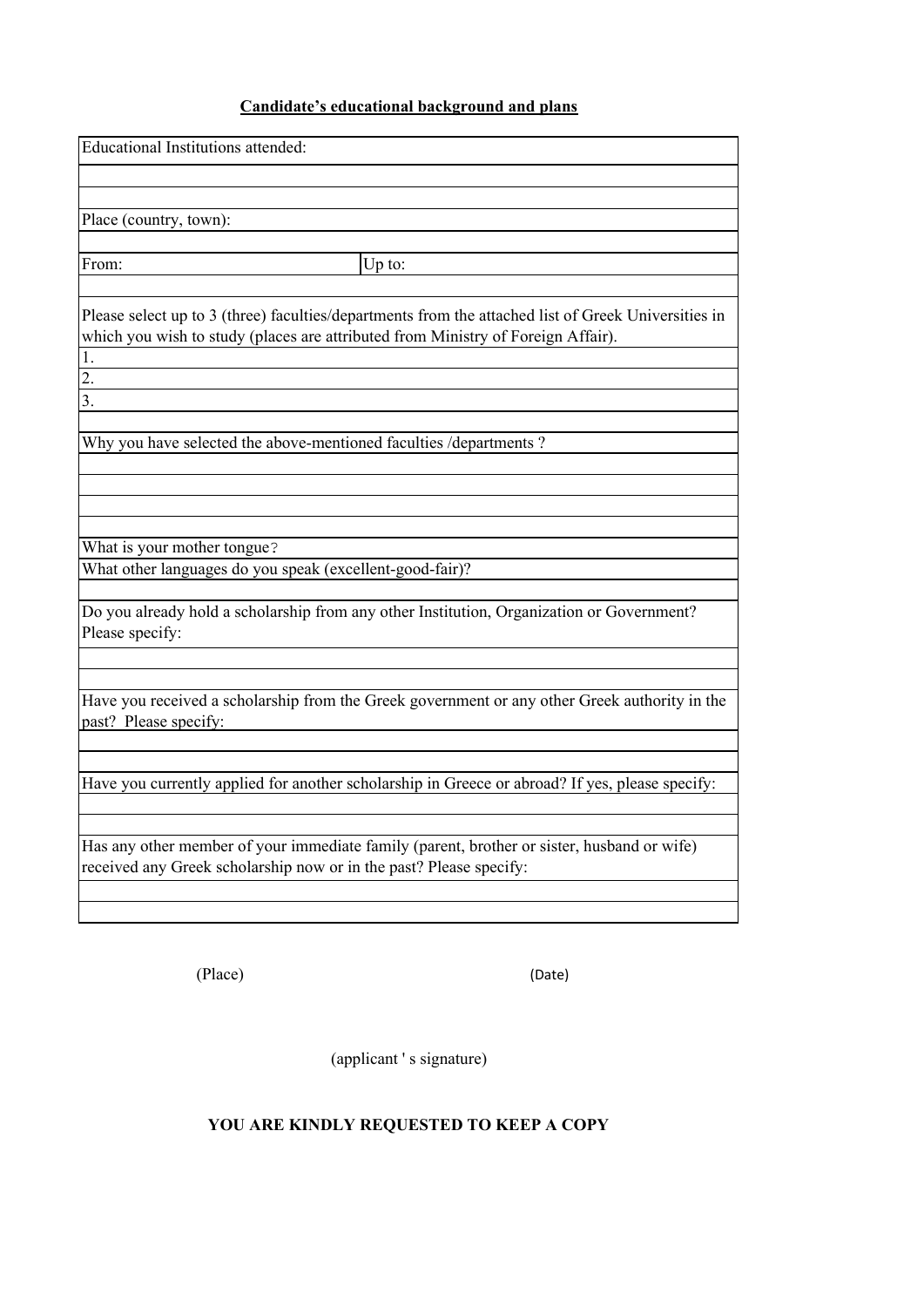**Candidate's educational background and plans**

| | |
|---|---|
| Educational Institutions attended: | |
| | |
| | |
| Place (country, town): | |
| | |
| From: | Up to: |
| | |
| Please select up to 3 (three) faculties/departments from the attached list of Greek Universities in which you wish to study (places are attributed from Ministry of Foreign Affair). | |
| 1. | |
| 2. | |
| 3. | |
| | |
| Why you have selected the above-mentioned faculties /departments ? | |
| | |
| | |
| | |
| | |
| What is your mother tongue? | |
| What other languages do you speak (excellent-good-fair)? | |
| | |
| Do you already hold a scholarship from any other Institution, Organization or Government? Please specify: | |
| | |
| | |
| Have you received a scholarship from the Greek government or any other Greek authority in the past? Please specify: | |
| | |
| | |
| Have you currently applied for another scholarship in Greece or abroad? If yes, please specify: | |
| | |
| | |
| Has any other member of your immediate family (parent, brother or sister, husband or wife) received any Greek scholarship now or in the past? Please specify: | |
| | |
| | |

(Place) (Date)

(applicant ' s signature)

**YOU ARE KINDLY REQUESTED TO KEEP A COPY**